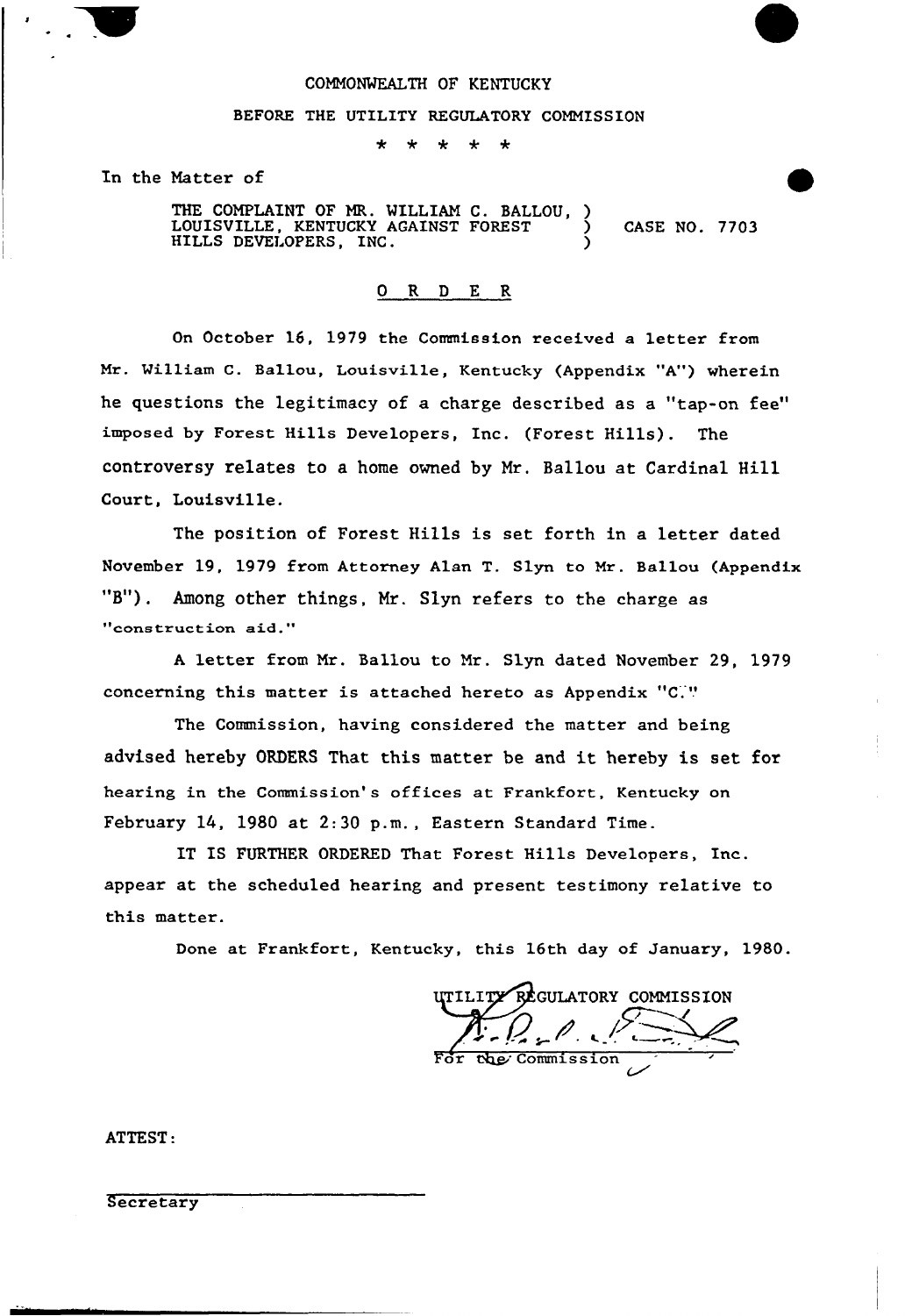COMMONWEALTH OF KENTUCKY

BEFORE THE UTILITY REGULATORY COMMISSION

\* \* \* \* \*

In the Matter of

THE COMPLAINT OF MR. WILLIAM C. BALLOU, LOUISVILLE, KENTUCKY AGAINST FOREST HILLS DEVELOPERS, INC. ) CASE NO. 7703

## O R D E R

On October 16, 1979 the Commission received a letter from Mr. William C. Ballou, Louisville, Kentucky (Appendix "A") wherein he questions the legitimacy of a charge described as a "tap-on fee" imposed by Forest Hills Developers, Inc. (Forest Hills). The controversy relates to a home owned by Mr. Ballou at Cardinal Hill Court, Louisville.

The position of Forest Hills is set forth in a letter dated November 19, 1979 from Attorney Alan T. Slyn to Mr. Ballou (Appendix "B"). Among other things, Mr. Slyn refers to the charge as "construction aid."

A letter from Mr. Ballou to Mr. Slyn dated November 29, 1979 concerning this matter is attached hereto as Appendix "C."

The Commission, having considered the matter and being advised hereby ORDERS That this matter be and it hereby is set for hearing in the Commission's offices at Frankfort, Kentucky on February 14, 1980 at 2:30 p.m., Eastern Standard Time.

IT IS FURTHER ORDERED That Forest Hills Developers, Inc. appear at the scheduled hearing and present testimony relative to this matter.

Done at Frankfort, Kentucky, this 16th day of January, 1980.

UTILITY REGULATORY COMMISSION

For the Commission

ATTEST:

Secretary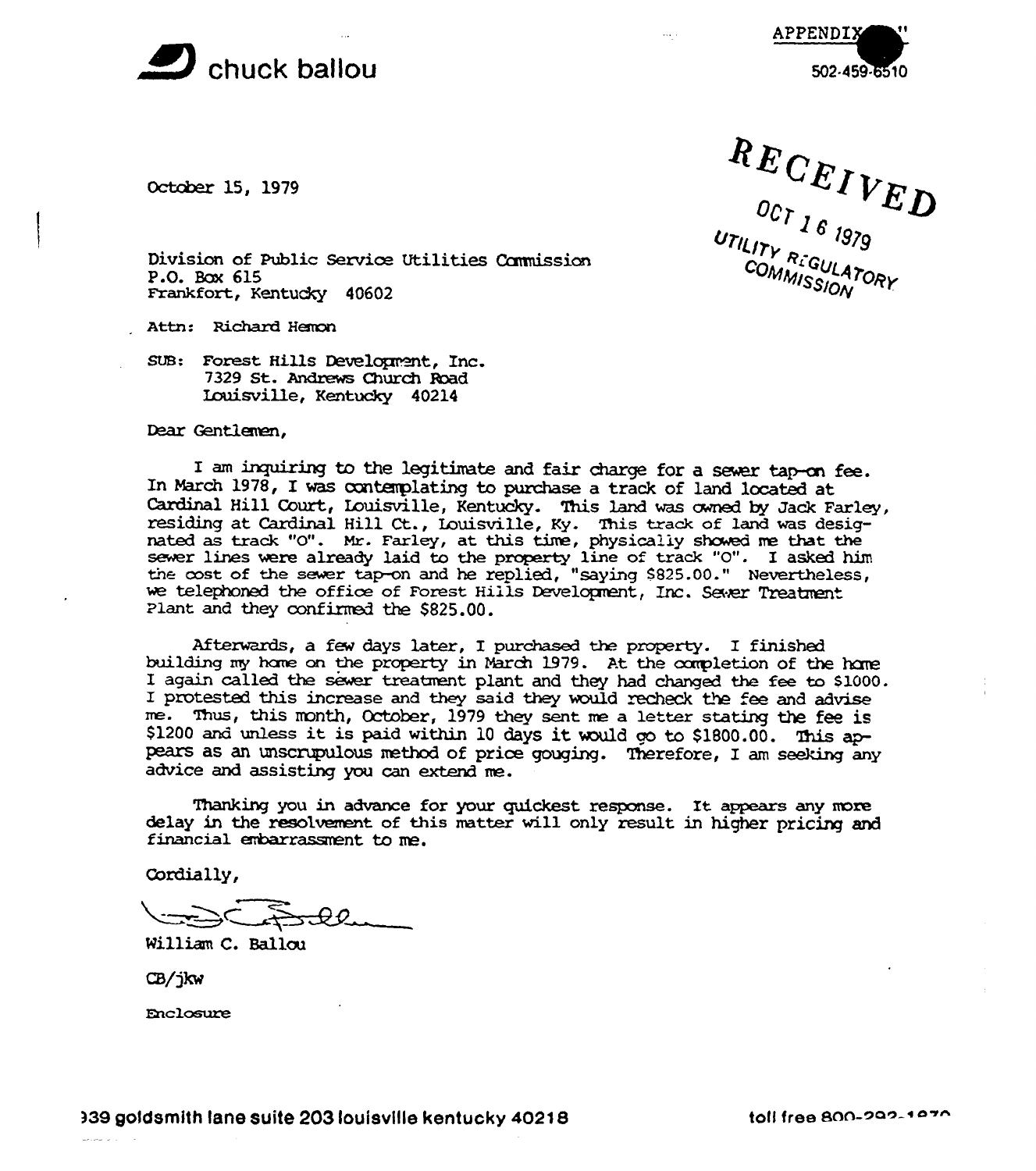chuck ballou

APPENDIX "  "

502-459-6510

RECEIVED
OCT 16 1979
UTILITY REGULATORY COMMISSION

October 15, 1979

Division of Public Service Utilities Commission
P.O. Box 615
Frankfort, Kentucky 40602

Attn: Richard Heman

SUB: Forest Hills Development, Inc.
7329 St. Andrews Church Road
Louisville, Kentucky 40214

Dear Gentlemen,

I am inquiring to the legitimate and fair charge for a sewer tap-on fee. In March 1978, I was contemplating to purchase a track of land located at Cardinal Hill Court, Louisville, Kentucky. This land was owned by Jack Farley, residing at Cardinal Hill Ct., Louisville, Ky. This track of land was designated as track "O". Mr. Farley, at this time, physically showed me that the sewer lines were already laid to the property line of track "O". I asked him the cost of the sewer tap-on and he replied, "saying $825.00." Nevertheless, we telephoned the office of Forest Hills Development, Inc. Sewer Treatment Plant and they confirmed the $825.00.

Afterwards, a few days later, I purchased the property. I finished building my home on the property in March 1979. At the completion of the home I again called the sewer treatment plant and they had changed the fee to $1000. I protested this increase and they said they would recheck the fee and advise me. Thus, this month, October, 1979 they sent me a letter stating the fee is $1200 and unless it is paid within 10 days it would go to $1800.00. This appears as an unscrupulous method of price gouging. Therefore, I am seeking any advice and assisting you can extend me.

Thanking you in advance for your quickest response. It appears any more delay in the resolvement of this matter will only result in higher pricing and financial embarrassment to me.

Cordially,

William C. Ballou

CB/jkw

Enclosure

939 goldsmith lane suite 203 louisville kentucky 40218

toll free 800-292-1870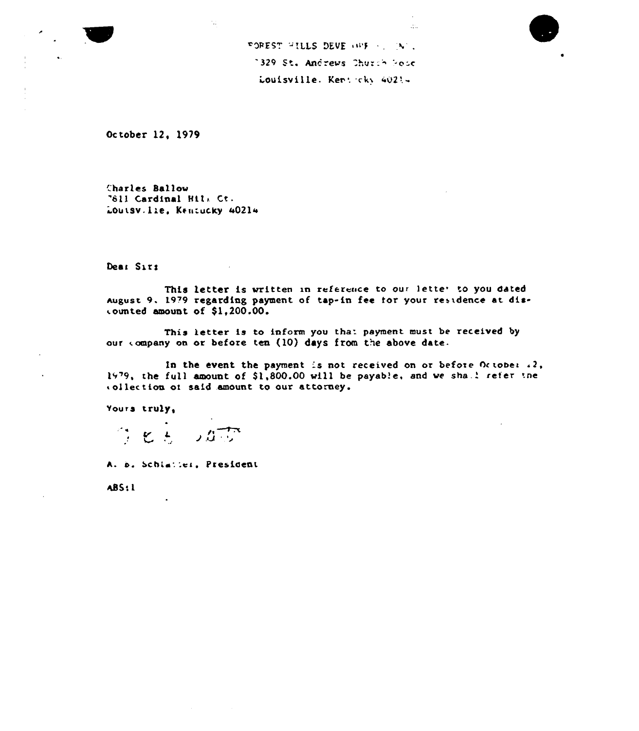FOREST HILLS DEVELOPMENT, INC.

7329 St. Andrews Church Road

Louisville, Kentucky 40214

October 12, 1979

Charles Ballow
7611 Cardinal Hill Ct.
Louisville, Kentucky 40214

Dear Sir:

This letter is written in reference to our letter to you dated August 9, 1979 regarding payment of tap-in fee for your residence at discounted amount of $1,200.00.

This letter is to inform you that payment must be received by our company on or before ten (10) days from the above date.

In the event the payment is not received on or before October 22, 1979, the full amount of $1,800.00 will be payable, and we shall refer the collection of said amount to our attorney.

Yours truly,

A. B. Schlatter, President

ABS:l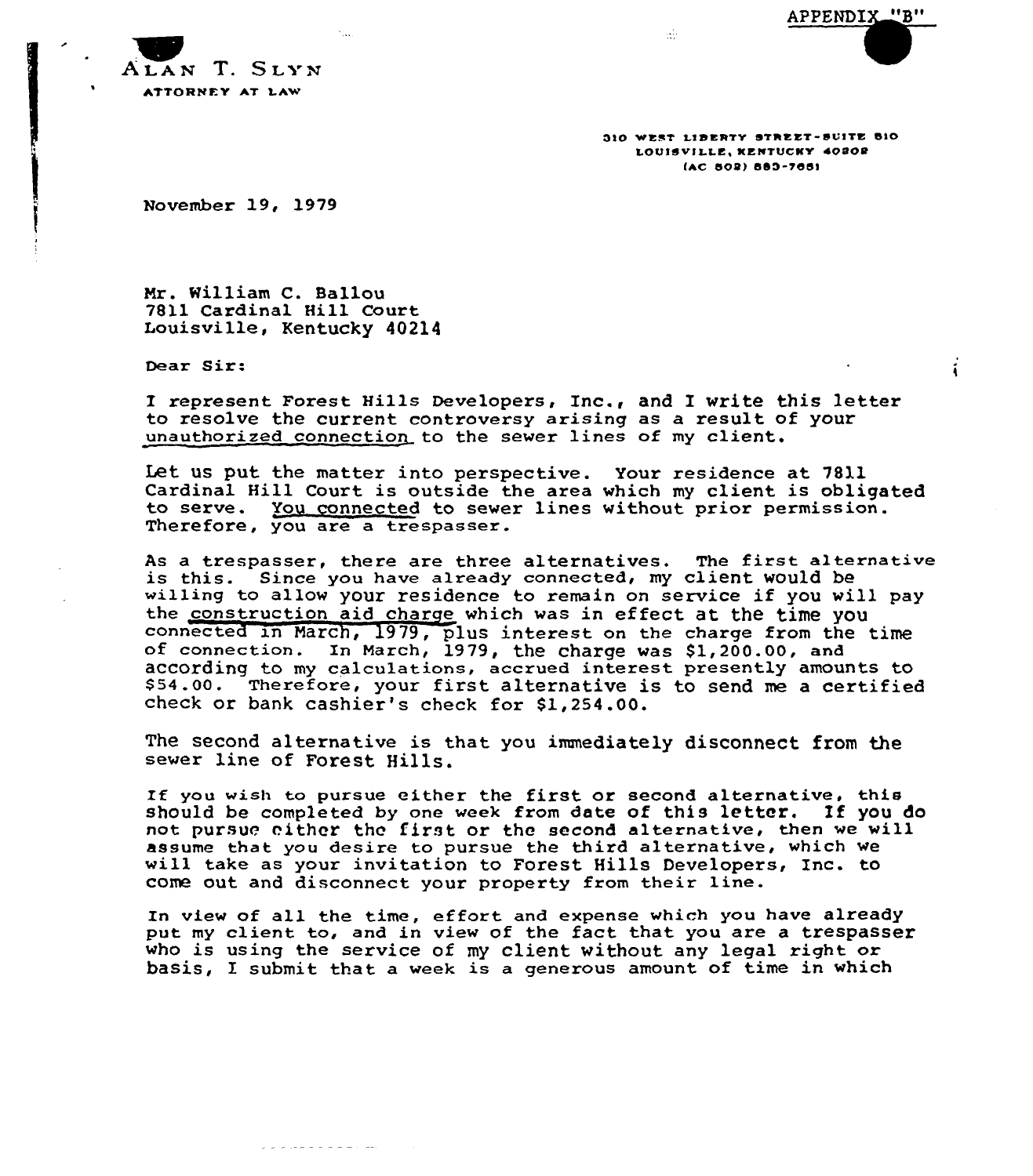APPENDIX "B"

ALAN T. SLYN
ATTORNEY AT LAW

310 WEST LIBERTY STREET-SUITE 810
LOUISVILLE, KENTUCKY 40202
(AC 502) 583-7651

November 19, 1979

Mr. William C. Ballou
7811 Cardinal Hill Court
Louisville, Kentucky 40214

Dear Sir:

I represent Forest Hills Developers, Inc., and I write this letter to resolve the current controversy arising as a result of your unauthorized connection to the sewer lines of my client.

Let us put the matter into perspective. Your residence at 7811 Cardinal Hill Court is outside the area which my client is obligated to serve. You connected to sewer lines without prior permission. Therefore, you are a trespasser.

As a trespasser, there are three alternatives. The first alternative is this. Since you have already connected, my client would be willing to allow your residence to remain on service if you will pay the construction aid charge which was in effect at the time you connected in March, 1979, plus interest on the charge from the time of connection. In March, 1979, the charge was $1,200.00, and according to my calculations, accrued interest presently amounts to $54.00. Therefore, your first alternative is to send me a certified check or bank cashier's check for $1,254.00.

The second alternative is that you immediately disconnect from the sewer line of Forest Hills.

If you wish to pursue either the first or second alternative, this should be completed by one week from date of this letter. If you do not pursue either the first or the second alternative, then we will assume that you desire to pursue the third alternative, which we will take as your invitation to Forest Hills Developers, Inc. to come out and disconnect your property from their line.

In view of all the time, effort and expense which you have already put my client to, and in view of the fact that you are a trespasser who is using the service of my client without any legal right or basis, I submit that a week is a generous amount of time in which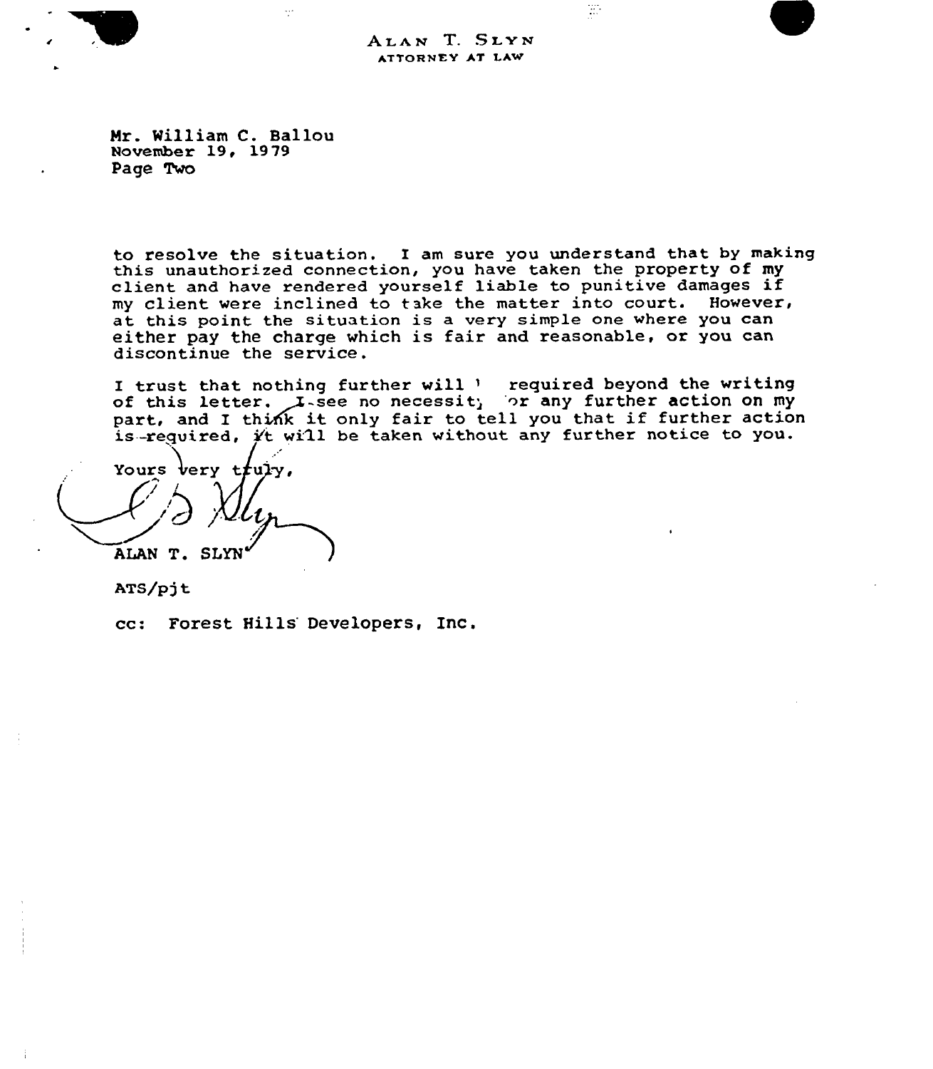ALAN T. SLYN
ATTORNEY AT LAW

Mr. William C. Ballou
November 19, 1979
Page Two

to resolve the situation. I am sure you understand that by making this unauthorized connection, you have taken the property of my client and have rendered yourself liable to punitive damages if my client were inclined to take the matter into court. However, at this point the situation is a very simple one where you can either pay the charge which is fair and reasonable, or you can discontinue the service.

I trust that nothing further will be required beyond the writing of this letter. I see no necessity for any further action on my part, and I think it only fair to tell you that if further action is required, it will be taken without any further notice to you.

Yours very truly,

ALAN T. SLYN

ATS/pjt

cc: Forest Hills Developers, Inc.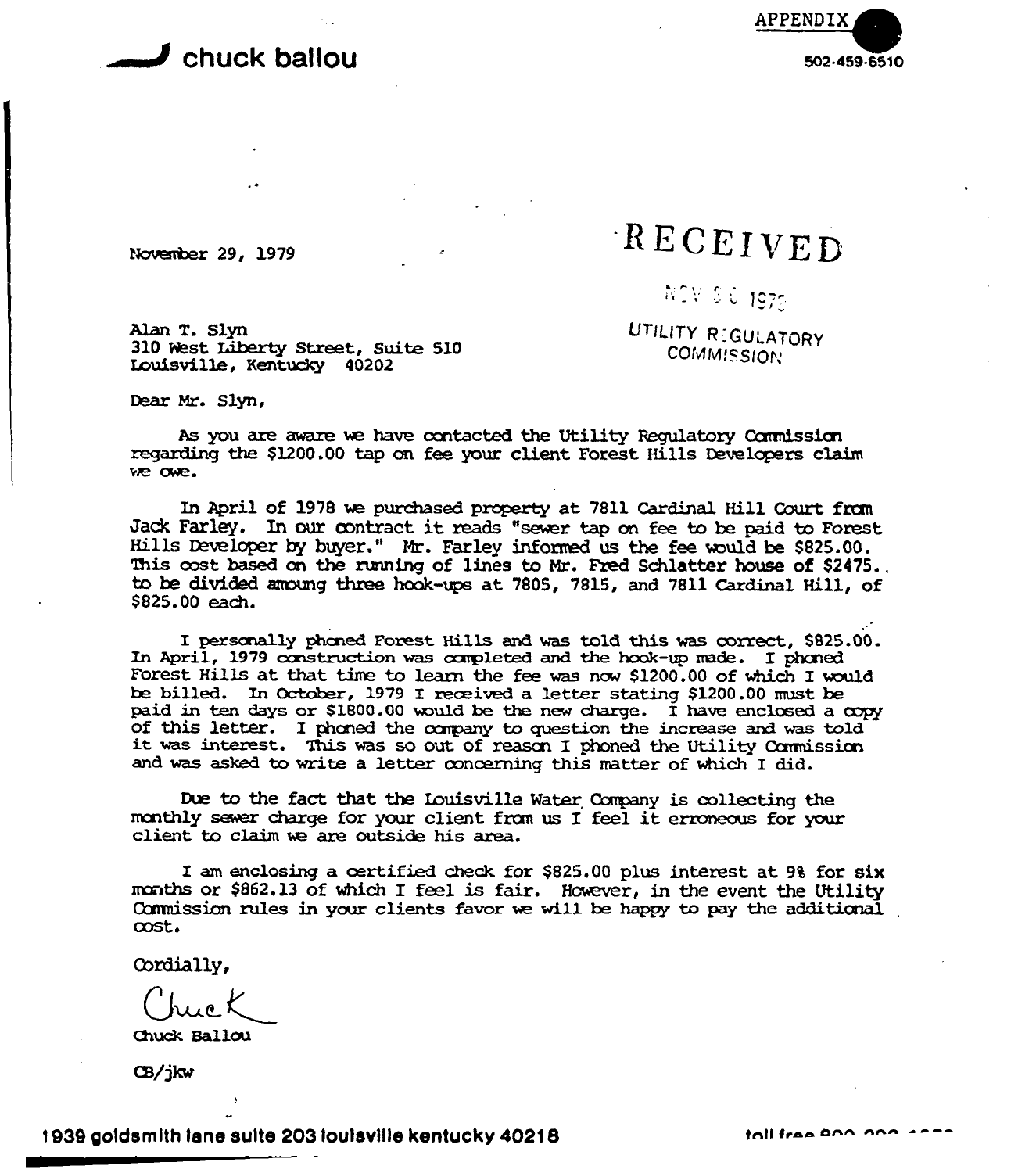APPENDIX

chuck ballou

502-459-6510

RECEIVED

NOV 30 1979

UTILITY REGULATORY COMMISSION

November 29, 1979

Alan T. Slyn
310 West Liberty Street, Suite 510
Louisville, Kentucky 40202

Dear Mr. Slyn,

As you are aware we have contacted the Utility Regulatory Commission regarding the $1200.00 tap on fee your client Forest Hills Developers claim we owe.

In April of 1978 we purchased property at 7811 Cardinal Hill Court from Jack Farley. In our contract it reads "sewer tap on fee to be paid to Forest Hills Developer by buyer." Mr. Farley informed us the fee would be $825.00. This cost based on the running of lines to Mr. Fred Schlatter house of $2475. to be divided amoung three hook-ups at 7805, 7815, and 7811 Cardinal Hill, of $825.00 each.

I personally phoned Forest Hills and was told this was correct, $825.00. In April, 1979 construction was completed and the hook-up made. I phoned Forest Hills at that time to learn the fee was now $1200.00 of which I would be billed. In October, 1979 I received a letter stating $1200.00 must be paid in ten days or $1800.00 would be the new charge. I have enclosed a copy of this letter. I phoned the company to question the increase and was told it was interest. This was so out of reason I phoned the Utility Commission and was asked to write a letter concerning this matter of which I did.

Due to the fact that the Louisville Water Company is collecting the monthly sewer charge for your client from us I feel it erroneous for your client to claim we are outside his area.

I am enclosing a certified check for $825.00 plus interest at 9% for six months or $862.13 of which I feel is fair. However, in the event the Utility Commission rules in your clients favor we will be happy to pay the additional cost.

Cordially,

Chuck

Chuck Ballou

CB/jkw

1939 goldsmith lane suite 203 louisville kentucky 40218